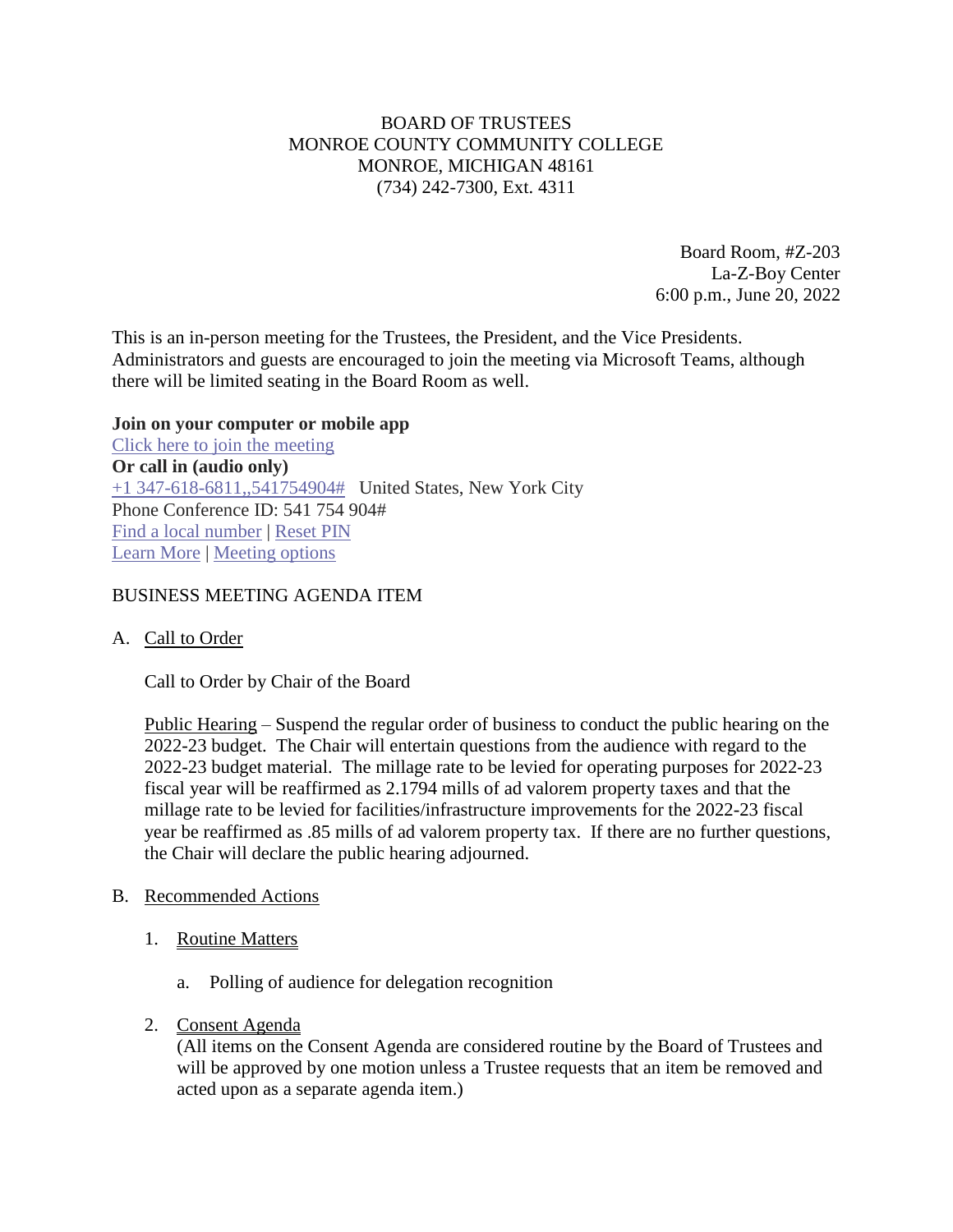BOARD OF TRUSTEES
MONROE COUNTY COMMUNITY COLLEGE
MONROE, MICHIGAN 48161
(734) 242-7300, Ext. 4311

Board Room, #Z-203
La-Z-Boy Center
6:00 p.m., June 20, 2022

This is an in-person meeting for the Trustees, the President, and the Vice Presidents. Administrators and guests are encouraged to join the meeting via Microsoft Teams, although there will be limited seating in the Board Room as well.

**Join on your computer or mobile app**
Click here to join the meeting
**Or call in (audio only)**
+1 347-618-6811,,541754904# United States, New York City
Phone Conference ID: 541 754 904#
Find a local number | Reset PIN
Learn More | Meeting options

BUSINESS MEETING AGENDA ITEM

A. Call to Order

Call to Order by Chair of the Board

Public Hearing – Suspend the regular order of business to conduct the public hearing on the 2022-23 budget. The Chair will entertain questions from the audience with regard to the 2022-23 budget material. The millage rate to be levied for operating purposes for 2022-23 fiscal year will be reaffirmed as 2.1794 mills of ad valorem property taxes and that the millage rate to be levied for facilities/infrastructure improvements for the 2022-23 fiscal year be reaffirmed as .85 mills of ad valorem property tax. If there are no further questions, the Chair will declare the public hearing adjourned.

B. Recommended Actions

1. Routine Matters

   a. Polling of audience for delegation recognition

2. Consent Agenda
   (All items on the Consent Agenda are considered routine by the Board of Trustees and will be approved by one motion unless a Trustee requests that an item be removed and acted upon as a separate agenda item.)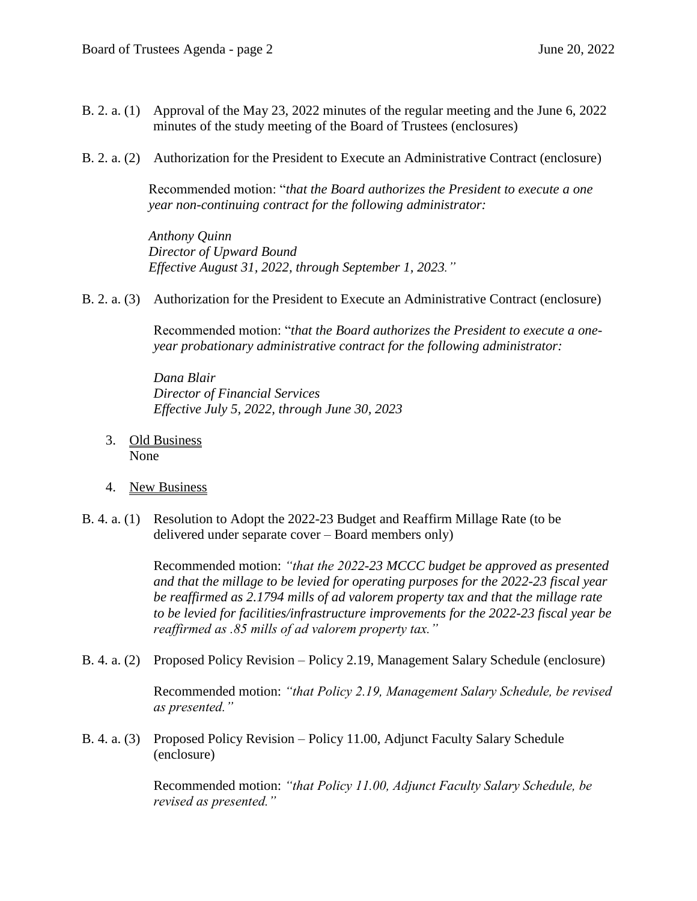B. 2. a. (1) Approval of the May 23, 2022 minutes of the regular meeting and the June 6, 2022 minutes of the study meeting of the Board of Trustees (enclosures)

B. 2. a. (2) Authorization for the President to Execute an Administrative Contract (enclosure)

Recommended motion: "*that the Board authorizes the President to execute a one year non-continuing contract for the following administrator:*

*Anthony Quinn*
*Director of Upward Bound*
*Effective August 31, 2022, through September 1, 2023."*

B. 2. a. (3) Authorization for the President to Execute an Administrative Contract (enclosure)

Recommended motion: "*that the Board authorizes the President to execute a one-year probationary administrative contract for the following administrator:*

*Dana Blair*
*Director of Financial Services*
*Effective July 5, 2022, through June 30, 2023*

3. Old Business
   None

4. New Business

B. 4. a. (1) Resolution to Adopt the 2022-23 Budget and Reaffirm Millage Rate (to be delivered under separate cover – Board members only)

Recommended motion: *"that the 2022-23 MCCC budget be approved as presented and that the millage to be levied for operating purposes for the 2022-23 fiscal year be reaffirmed as 2.1794 mills of ad valorem property tax and that the millage rate to be levied for facilities/infrastructure improvements for the 2022-23 fiscal year be reaffirmed as .85 mills of ad valorem property tax."*

B. 4. a. (2) Proposed Policy Revision – Policy 2.19, Management Salary Schedule (enclosure)

Recommended motion: *"that Policy 2.19, Management Salary Schedule, be revised as presented."*

B. 4. a. (3) Proposed Policy Revision – Policy 11.00, Adjunct Faculty Salary Schedule (enclosure)

Recommended motion: *"that Policy 11.00, Adjunct Faculty Salary Schedule, be revised as presented."*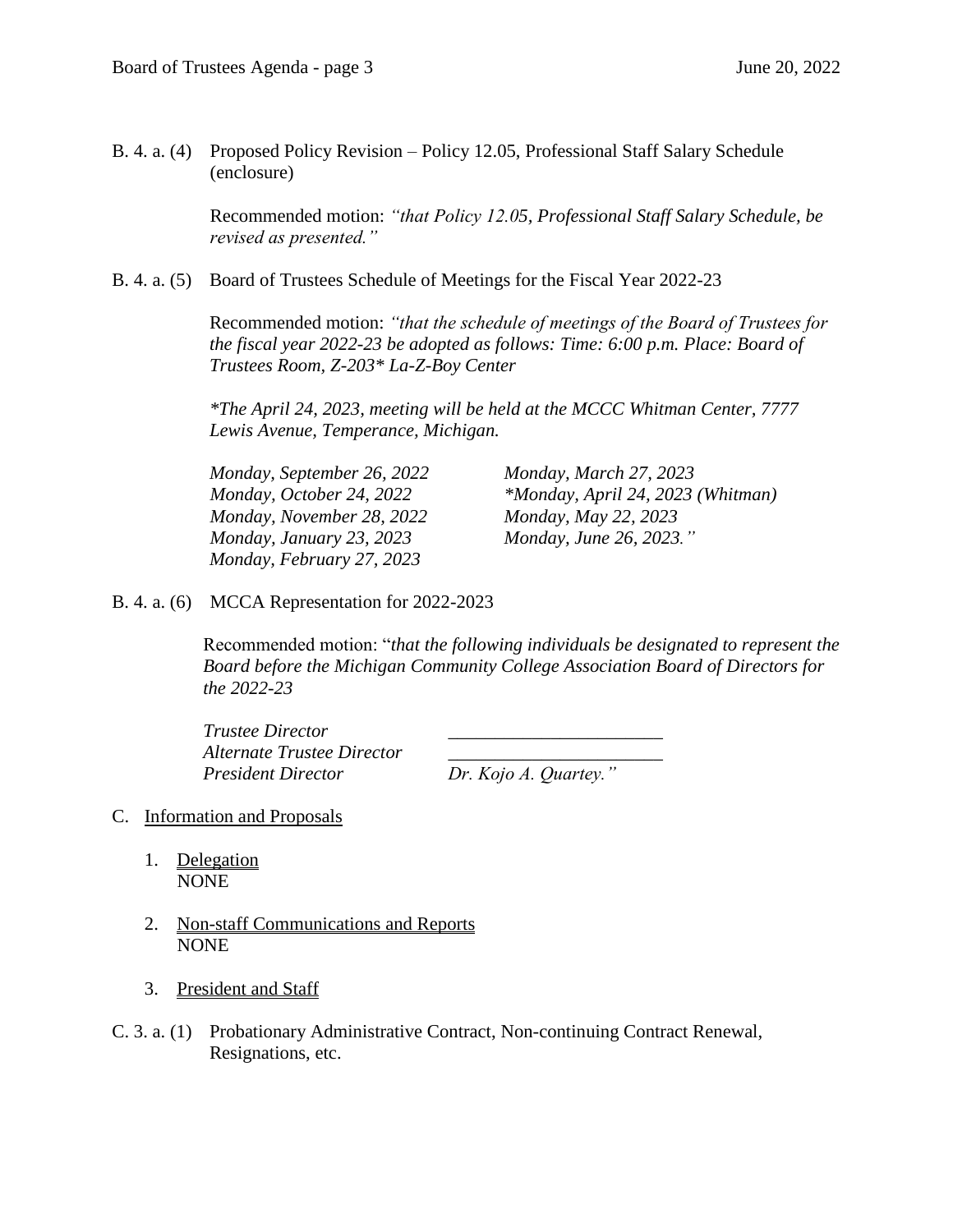B. 4. a. (4) Proposed Policy Revision – Policy 12.05, Professional Staff Salary Schedule (enclosure)

Recommended motion: *"that Policy 12.05, Professional Staff Salary Schedule, be revised as presented."*

B. 4. a. (5) Board of Trustees Schedule of Meetings for the Fiscal Year 2022-23

Recommended motion: *"that the schedule of meetings of the Board of Trustees for the fiscal year 2022-23 be adopted as follows: Time: 6:00 p.m. Place: Board of Trustees Room, Z-203* La-Z-Boy Center*

*\*The April 24, 2023, meeting will be held at the MCCC Whitman Center, 7777 Lewis Avenue, Temperance, Michigan.*

| | |
|---|---|
| *Monday, September 26, 2022* | *Monday, March 27, 2023* |
| *Monday, October 24, 2022* | *\*Monday, April 24, 2023 (Whitman)* |
| *Monday, November 28, 2022* | *Monday, May 22, 2023* |
| *Monday, January 23, 2023* | *Monday, June 26, 2023."* |
| *Monday, February 27, 2023* | |

B. 4. a. (6) MCCA Representation for 2022-2023

Recommended motion: "*that the following individuals be designated to represent the Board before the Michigan Community College Association Board of Directors for the 2022-23*

| | |
|---|---|
| *Trustee Director* | \_\_\_\_\_\_\_\_\_\_\_\_\_\_\_\_\_\_\_\_\_\_ |
| *Alternate Trustee Director* | \_\_\_\_\_\_\_\_\_\_\_\_\_\_\_\_\_\_\_\_\_\_ |
| *President Director* | *Dr. Kojo A. Quartey."* |

C. Information and Proposals

1. Delegation
   NONE

2. Non-staff Communications and Reports
   NONE

3. President and Staff

C. 3. a. (1) Probationary Administrative Contract, Non-continuing Contract Renewal, Resignations, etc.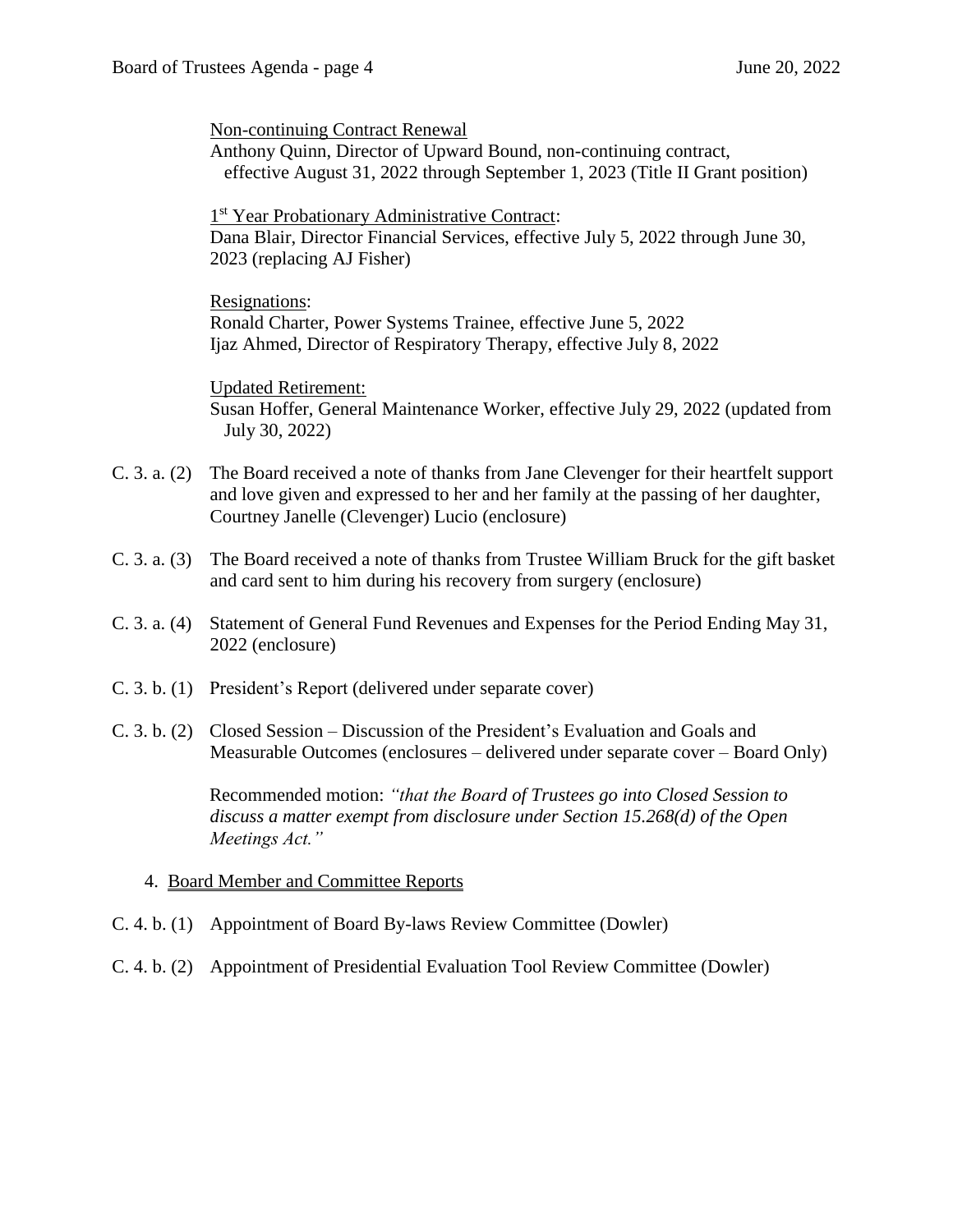Non-continuing Contract Renewal
Anthony Quinn, Director of Upward Bound, non-continuing contract, effective August 31, 2022 through September 1, 2023 (Title II Grant position)

1st Year Probationary Administrative Contract:
Dana Blair, Director Financial Services, effective July 5, 2022 through June 30, 2023 (replacing AJ Fisher)

Resignations:
Ronald Charter, Power Systems Trainee, effective June 5, 2022
Ijaz Ahmed, Director of Respiratory Therapy, effective July 8, 2022

Updated Retirement:
Susan Hoffer, General Maintenance Worker, effective July 29, 2022 (updated from July 30, 2022)

C. 3. a. (2) The Board received a note of thanks from Jane Clevenger for their heartfelt support and love given and expressed to her and her family at the passing of her daughter, Courtney Janelle (Clevenger) Lucio (enclosure)

C. 3. a. (3) The Board received a note of thanks from Trustee William Bruck for the gift basket and card sent to him during his recovery from surgery (enclosure)

C. 3. a. (4) Statement of General Fund Revenues and Expenses for the Period Ending May 31, 2022 (enclosure)

C. 3. b. (1) President's Report (delivered under separate cover)

C. 3. b. (2) Closed Session – Discussion of the President's Evaluation and Goals and Measurable Outcomes (enclosures – delivered under separate cover – Board Only)

Recommended motion: *"that the Board of Trustees go into Closed Session to discuss a matter exempt from disclosure under Section 15.268(d) of the Open Meetings Act."*

4. Board Member and Committee Reports

C. 4. b. (1) Appointment of Board By-laws Review Committee (Dowler)

C. 4. b. (2) Appointment of Presidential Evaluation Tool Review Committee (Dowler)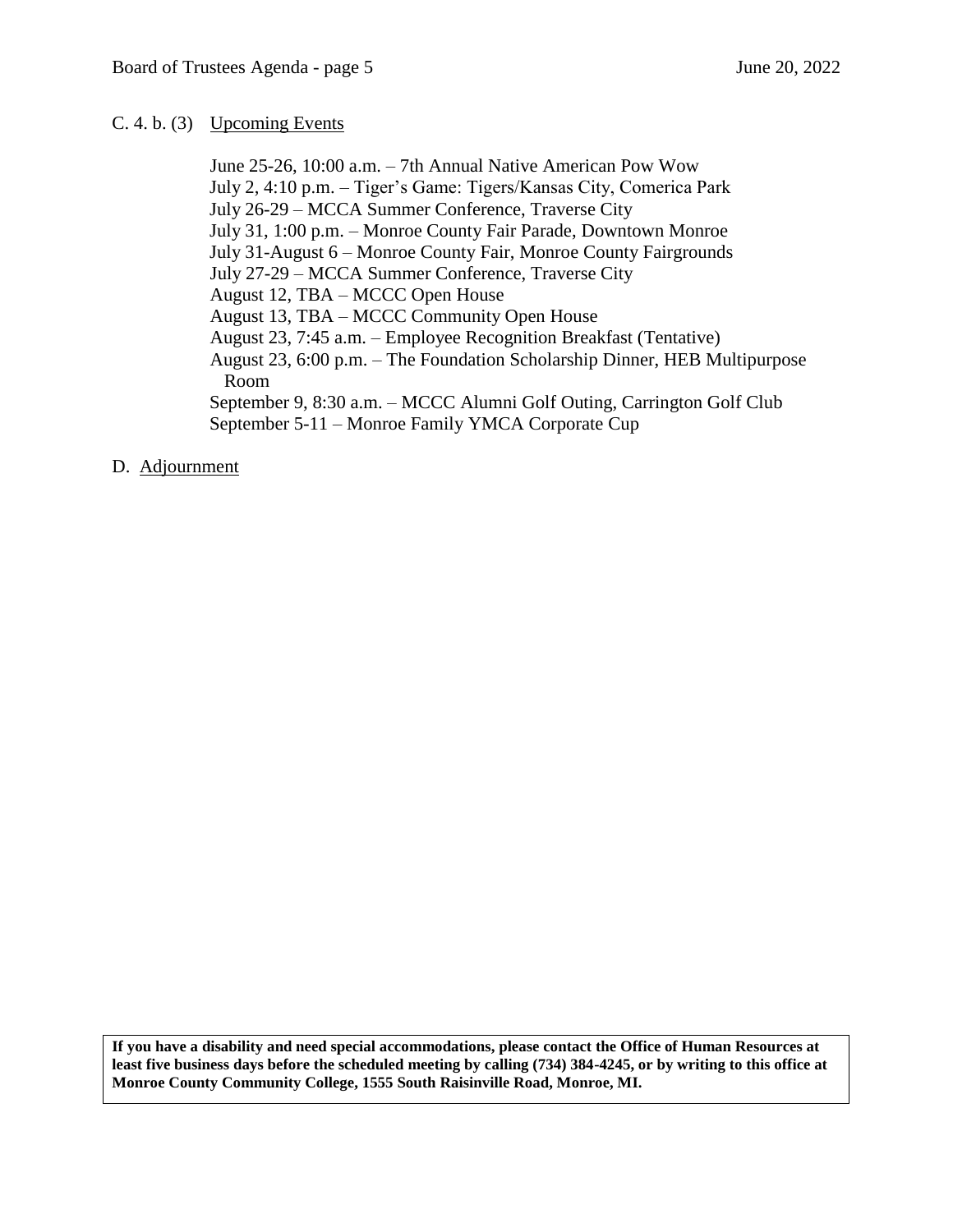C. 4. b. (3) Upcoming Events

June 25-26, 10:00 a.m. – 7th Annual Native American Pow Wow
July 2, 4:10 p.m. – Tiger's Game: Tigers/Kansas City, Comerica Park
July 26-29 – MCCA Summer Conference, Traverse City
July 31, 1:00 p.m. – Monroe County Fair Parade, Downtown Monroe
July 31-August 6 – Monroe County Fair, Monroe County Fairgrounds
July 27-29 – MCCA Summer Conference, Traverse City
August 12, TBA – MCCC Open House
August 13, TBA – MCCC Community Open House
August 23, 7:45 a.m. – Employee Recognition Breakfast (Tentative)
August 23, 6:00 p.m. – The Foundation Scholarship Dinner, HEB Multipurpose Room
September 9, 8:30 a.m. – MCCC Alumni Golf Outing, Carrington Golf Club
September 5-11 – Monroe Family YMCA Corporate Cup

D. Adjournment

**If you have a disability and need special accommodations, please contact the Office of Human Resources at least five business days before the scheduled meeting by calling (734) 384-4245, or by writing to this office at Monroe County Community College, 1555 South Raisinville Road, Monroe, MI.**